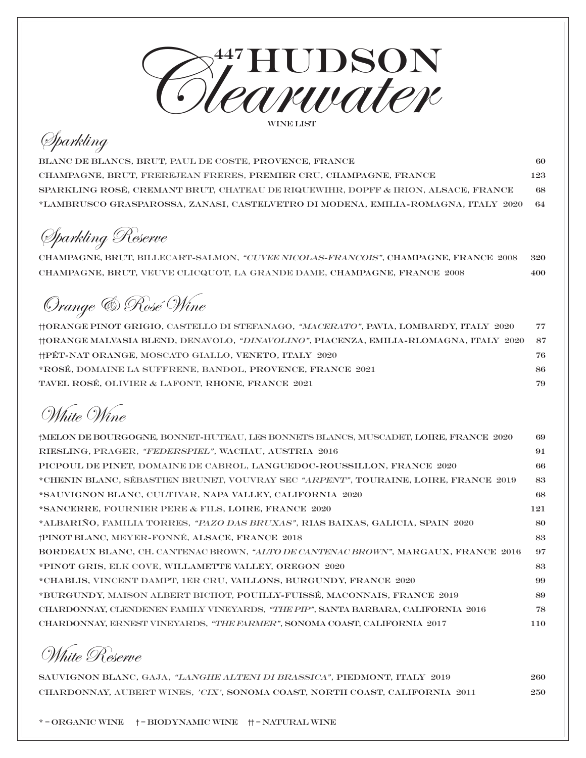# 447 HUDSON Clearwater

WINE LIST

## Sparkling

| | |
|---|---|
| BLANC DE BLANCS, BRUT, PAUL DE COSTE, PROVENCE, FRANCE | 60 |
| CHAMPAGNE, BRUT, FREREJEAN FRERES, PREMIER CRU, CHAMPAGNE, FRANCE | 123 |
| SPARKLING ROSÉ, CREMANT BRUT, CHATEAU DE RIQUEWIHR, DOPFF & IRION, ALSACE, FRANCE | 68 |
| *LAMBRUSCO GRASPAROSSA, ZANASI, CASTELVETRO DI MODENA, EMILIA-ROMAGNA, ITALY 2020 | 64 |

## Sparkling Reserve

| | |
|---|---|
| CHAMPAGNE, BRUT, BILLECART-SALMON, *"CUVEE NICOLAS-FRANCOIS"*, CHAMPAGNE, FRANCE 2008 | 320 |
| CHAMPAGNE, BRUT, VEUVE CLICQUOT, LA GRANDE DAME, CHAMPAGNE, FRANCE 2008 | 400 |

## Orange & Rosé Wine

| | |
|---|---|
| ††ORANGE PINOT GRIGIO, CASTELLO DI STEFANAGO, *"MACERATO"*, PAVIA, LOMBARDY, ITALY 2020 | 77 |
| ††ORANGE MALVASIA BLEND, DENAVOLO, *"DINAVOLINO"*, PIACENZA, EMILIA-RLOMAGNA, ITALY 2020 | 87 |
| ††PÉT-NAT ORANGE, MOSCATO GIALLO, VENETO, ITALY 2020 | 76 |
| *ROSÉ, DOMAINE LA SUFFRENE, BANDOL, PROVENCE, FRANCE 2021 | 86 |
| TAVEL ROSÉ, OLIVIER & LAFONT, RHONE, FRANCE 2021 | 79 |

## White Wine

| | |
|---|---|
| †MELON DE BOURGOGNE, BONNET-HUTEAU, LES BONNETS BLANCS, MUSCADET, LOIRE, FRANCE 2020 | 69 |
| RIESLING, PRAGER, *"FEDERSPIEL"*, WACHAU, AUSTRIA 2016 | 91 |
| PICPOUL DE PINET, DOMAINE DE CABROL, LANGUEDOC-ROUSSILLON, FRANCE 2020 | 66 |
| *CHENIN BLANC, SÉBASTIEN BRUNET, VOUVRAY SEC *"ARPENT"*, TOURAINE, LOIRE, FRANCE 2019 | 83 |
| *SAUVIGNON BLANC, CULTIVAR, NAPA VALLEY, CALIFORNIA 2020 | 68 |
| *SANCERRE, FOURNIER PERE & FILS, LOIRE, FRANCE 2020 | 121 |
| *ALBARIÑO, FAMILIA TORRES, *"PAZO DAS BRUXAS"*, RIAS BAIXAS, GALICIA, SPAIN 2020 | 80 |
| †PINOT BLANC, MEYER-FONNÉ, ALSACE, FRANCE 2018 | 83 |
| BORDEAUX BLANC, CH. CANTENAC BROWN, *"ALTO DE CANTENAC BROWN"*, MARGAUX, FRANCE 2016 | 97 |
| *PINOT GRIS, ELK COVE, WILLAMETTE VALLEY, OREGON 2020 | 83 |
| *CHABLIS, VINCENT DAMPT, 1ER CRU, VAILLONS, BURGUNDY, FRANCE 2020 | 99 |
| *BURGUNDY, MAISON ALBERT BICHOT, POUILLY-FUISSÉ, MACONNAIS, FRANCE 2019 | 89 |
| CHARDONNAY, CLENDENEN FAMILY VINEYARDS, *"THE PIP"*, SANTA BARBARA, CALIFORNIA 2016 | 78 |
| CHARDONNAY, ERNEST VINEYARDS, *"THE FARMER"*, SONOMA COAST, CALIFORNIA 2017 | 110 |

## White Reserve

| | |
|---|---|
| SAUVIGNON BLANC, GAJA, *"LANGHE ALTENI DI BRASSICA"*, PIEDMONT, ITALY 2019 | 260 |
| CHARDONNAY, AUBERT WINES, *'CIX'*, SONOMA COAST, NORTH COAST, CALIFORNIA 2011 | 250 |

* = ORGANIC WINE   † = BIODYNAMIC WINE   †† = NATURAL WINE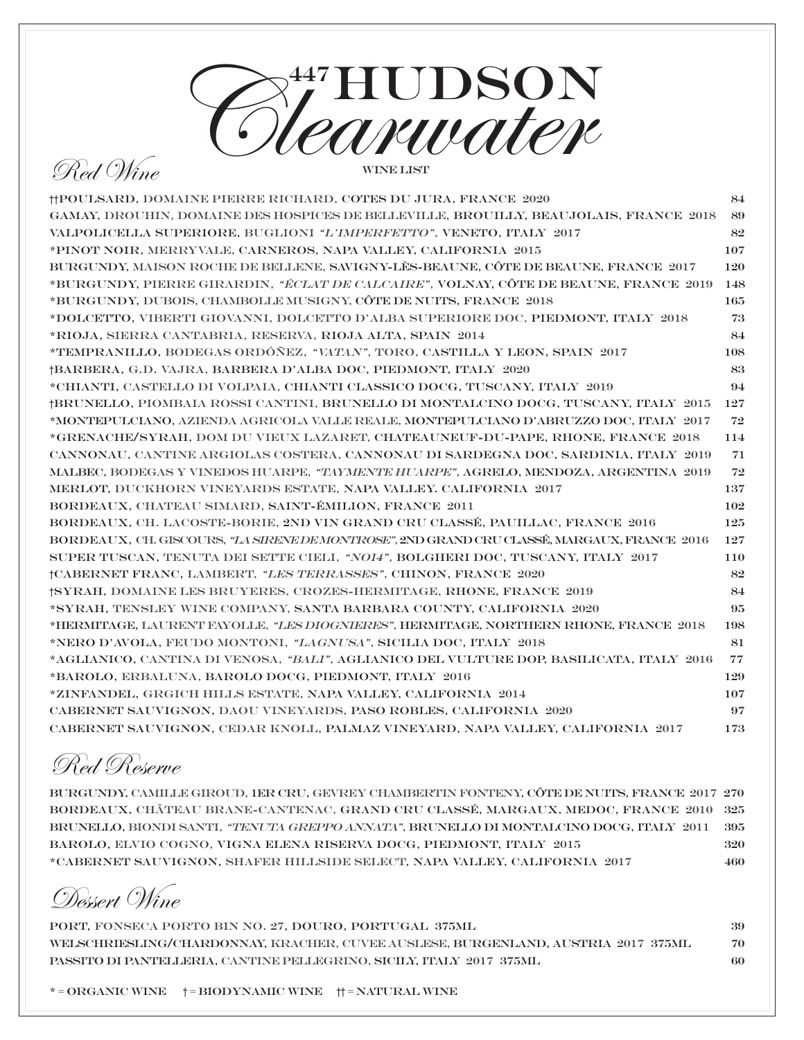# 447 HUDSON Clearwater

WINE LIST

## Red Wine

| | |
|---|---|
| ††POULSARD, DOMAINE PIERRE RICHARD, COTES DU JURA, FRANCE 2020 | 84 |
| GAMAY, DROUHIN, DOMAINE DES HOSPICES DE BELLEVILLE, BROUILLY, BEAUJOLAIS, FRANCE 2018 | 89 |
| VALPOLICELLA SUPERIORE, BUGLIONI *"L'IMPERFETTO"*, VENETO, ITALY 2017 | 82 |
| *PINOT NOIR, MERRYVALE, CARNEROS, NAPA VALLEY, CALIFORNIA 2015 | 107 |
| BURGUNDY, MAISON ROCHE DE BELLENE, SAVIGNY-LÈS-BEAUNE, CÔTE DE BEAUNE, FRANCE 2017 | 120 |
| *BURGUNDY, PIERRE GIRARDIN, *"ÉCLAT DE CALCAIRE"*, VOLNAY, CÔTE DE BEAUNE, FRANCE 2019 | 148 |
| *BURGUNDY, DUBOIS, CHAMBOLLE MUSIGNY, CÔTE DE NUITS, FRANCE 2018 | 165 |
| *DOLCETTO, VIBERTI GIOVANNI, DOLCETTO D'ALBA SUPERIORE DOC, PIEDMONT, ITALY 2018 | 73 |
| *RIOJA, SIERRA CANTABRIA, RESERVA, RIOJA ALTA, SPAIN 2014 | 84 |
| *TEMPRANILLO, BODEGAS ORDÓÑEZ, *"VATAN"*, TORO, CASTILLA Y LEON, SPAIN 2017 | 108 |
| †BARBERA, G.D. VAJRA, BARBERA D'ALBA DOC, PIEDMONT, ITALY 2020 | 83 |
| *CHIANTI, CASTELLO DI VOLPAIA, CHIANTI CLASSICO DOCG, TUSCANY, ITALY 2019 | 94 |
| †BRUNELLO, PIOMBAIA ROSSI CANTINI, BRUNELLO DI MONTALCINO DOCG, TUSCANY, ITALY 2015 | 127 |
| *MONTEPULCIANO, AZIENDA AGRICOLA VALLE REALE, MONTEPULCIANO D'ABRUZZO DOC, ITALY 2017 | 72 |
| *GRENACHE/SYRAH, DOM DU VIEUX LAZARET, CHATEAUNEUF-DU-PAPE, RHONE, FRANCE 2018 | 114 |
| CANNONAU, CANTINE ARGIOLAS COSTERA, CANNONAU DI SARDEGNA DOC, SARDINIA, ITALY 2019 | 71 |
| MALBEC, BODEGAS Y VINEDOS HUARPE, *"TAYMENTE HUARPE"*, AGRELO, MENDOZA, ARGENTINA 2019 | 72 |
| MERLOT, DUCKHORN VINEYARDS ESTATE, NAPA VALLEY. CALIFORNIA 2017 | 137 |
| BORDEAUX, CHATEAU SIMARD, SAINT-ÉMILION, FRANCE 2011 | 102 |
| BORDEAUX, CH. LACOSTE-BORIE, 2ND VIN GRAND CRU CLASSÉ, PAUILLAC, FRANCE 2016 | 125 |
| BORDEAUX, CH. GISCOURS, *"LA SIRENE DE MONTROSE"*, 2ND GRAND CRU CLASSÉ, MARGAUX, FRANCE 2016 | 127 |
| SUPER TUSCAN, TENUTA DEI SETTE CIELI, *"NOI4"*, BOLGHERI DOC, TUSCANY, ITALY 2017 | 110 |
| †CABERNET FRANC, LAMBERT, *"LES TERRASSES"*, CHINON, FRANCE 2020 | 82 |
| †SYRAH, DOMAINE LES BRUYERES, CROZES-HERMITAGE, RHONE, FRANCE 2019 | 84 |
| *SYRAH, TENSLEY WINE COMPANY, SANTA BARBARA COUNTY, CALIFORNIA 2020 | 95 |
| *HERMITAGE, LAURENT FAYOLLE, *"LES DIOGNIERES"*, HERMITAGE, NORTHERN RHONE, FRANCE 2018 | 198 |
| *NERO D'AVOLA, FEUDO MONTONI, *"LAGNUSA"*, SICILIA DOC, ITALY 2018 | 81 |
| *AGLIANICO, CANTINA DI VENOSA, *"BALI"*, AGLIANICO DEL VULTURE DOP, BASILICATA, ITALY 2016 | 77 |
| *BAROLO, ERBALUNA, BAROLO DOCG, PIEDMONT, ITALY 2016 | 129 |
| *ZINFANDEL, GRGICH HILLS ESTATE, NAPA VALLEY, CALIFORNIA 2014 | 107 |
| CABERNET SAUVIGNON, DAOU VINEYARDS, PASO ROBLES, CALIFORNIA 2020 | 97 |
| CABERNET SAUVIGNON, CEDAR KNOLL, PALMAZ VINEYARD, NAPA VALLEY, CALIFORNIA 2017 | 173 |

## Red Reserve

| | |
|---|---|
| BURGUNDY, CAMILLE GIROUD, 1ER CRU, GEVREY CHAMBERTIN FONTENY, CÔTE DE NUITS, FRANCE 2017 | 270 |
| BORDEAUX, CHÂTEAU BRANE-CANTENAC, GRAND CRU CLASSÉ, MARGAUX, MEDOC, FRANCE 2010 | 325 |
| BRUNELLO, BIONDI SANTI, *"TENUTA GREPPO ANNATA"*, BRUNELLO DI MONTALCINO DOCG, ITALY 2011 | 395 |
| BAROLO, ELVIO COGNO, VIGNA ELENA RISERVA DOCG, PIEDMONT, ITALY 2015 | 320 |
| *CABERNET SAUVIGNON, SHAFER HILLSIDE SELECT, NAPA VALLEY, CALIFORNIA 2017 | 460 |

## Dessert Wine

| | |
|---|---|
| PORT, FONSECA PORTO BIN NO. 27, DOURO, PORTUGAL 375ML | 39 |
| WELSCHRIESLING/CHARDONNAY, KRACHER, CUVEE AUSLESE, BURGENLAND, AUSTRIA 2017 375ML | 70 |
| PASSITO DI PANTELLERIA, CANTINE PELLEGRINO, SICILY, ITALY 2017 375ML | 60 |

* = ORGANIC WINE † = BIODYNAMIC WINE †† = NATURAL WINE